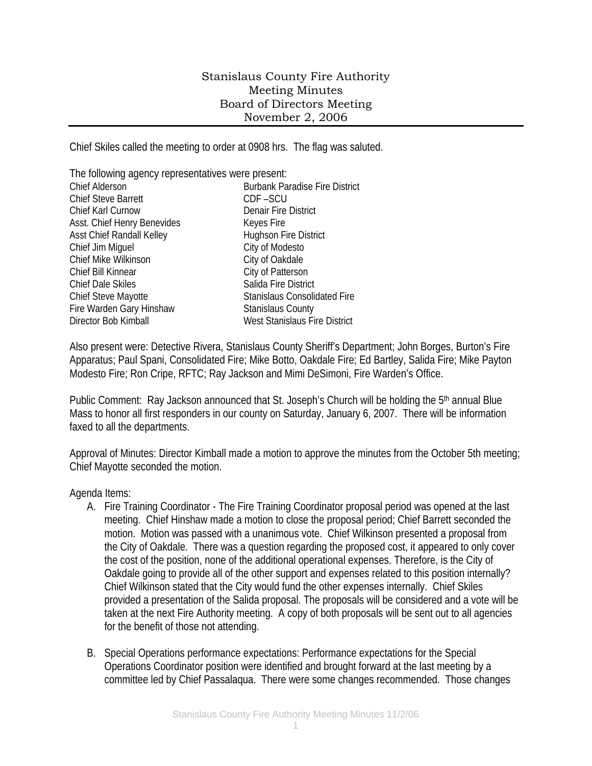# Stanislaus County Fire Authority
## Meeting Minutes
## Board of Directors Meeting
## November 2, 2006

Chief Skiles called the meeting to order at 0908 hrs. The flag was saluted.

The following agency representatives were present:

| | |
|---|---|
| Chief Alderson | Burbank Paradise Fire District |
| Chief Steve Barrett | CDF –SCU |
| Chief Karl Curnow | Denair Fire District |
| Asst. Chief Henry Benevides | Keyes Fire |
| Asst Chief Randall Kelley | Hughson Fire District |
| Chief Jim Miguel | City of Modesto |
| Chief Mike Wilkinson | City of Oakdale |
| Chief Bill Kinnear | City of Patterson |
| Chief Dale Skiles | Salida Fire District |
| Chief Steve Mayotte | Stanislaus Consolidated Fire |
| Fire Warden Gary Hinshaw | Stanislaus County |
| Director Bob Kimball | West Stanislaus Fire District |

Also present were: Detective Rivera, Stanislaus County Sheriff's Department; John Borges, Burton's Fire Apparatus; Paul Spani, Consolidated Fire; Mike Botto, Oakdale Fire; Ed Bartley, Salida Fire; Mike Payton Modesto Fire; Ron Cripe, RFTC; Ray Jackson and Mimi DeSimoni, Fire Warden's Office.

Public Comment: Ray Jackson announced that St. Joseph's Church will be holding the 5th annual Blue Mass to honor all first responders in our county on Saturday, January 6, 2007. There will be information faxed to all the departments.

Approval of Minutes: Director Kimball made a motion to approve the minutes from the October 5th meeting; Chief Mayotte seconded the motion.

Agenda Items:

A. Fire Training Coordinator - The Fire Training Coordinator proposal period was opened at the last meeting. Chief Hinshaw made a motion to close the proposal period; Chief Barrett seconded the motion. Motion was passed with a unanimous vote. Chief Wilkinson presented a proposal from the City of Oakdale. There was a question regarding the proposed cost, it appeared to only cover the cost of the position, none of the additional operational expenses. Therefore, is the City of Oakdale going to provide all of the other support and expenses related to this position internally? Chief Wilkinson stated that the City would fund the other expenses internally. Chief Skiles provided a presentation of the Salida proposal. The proposals will be considered and a vote will be taken at the next Fire Authority meeting. A copy of both proposals will be sent out to all agencies for the benefit of those not attending.

B. Special Operations performance expectations: Performance expectations for the Special Operations Coordinator position were identified and brought forward at the last meeting by a committee led by Chief Passalaqua. There were some changes recommended. Those changes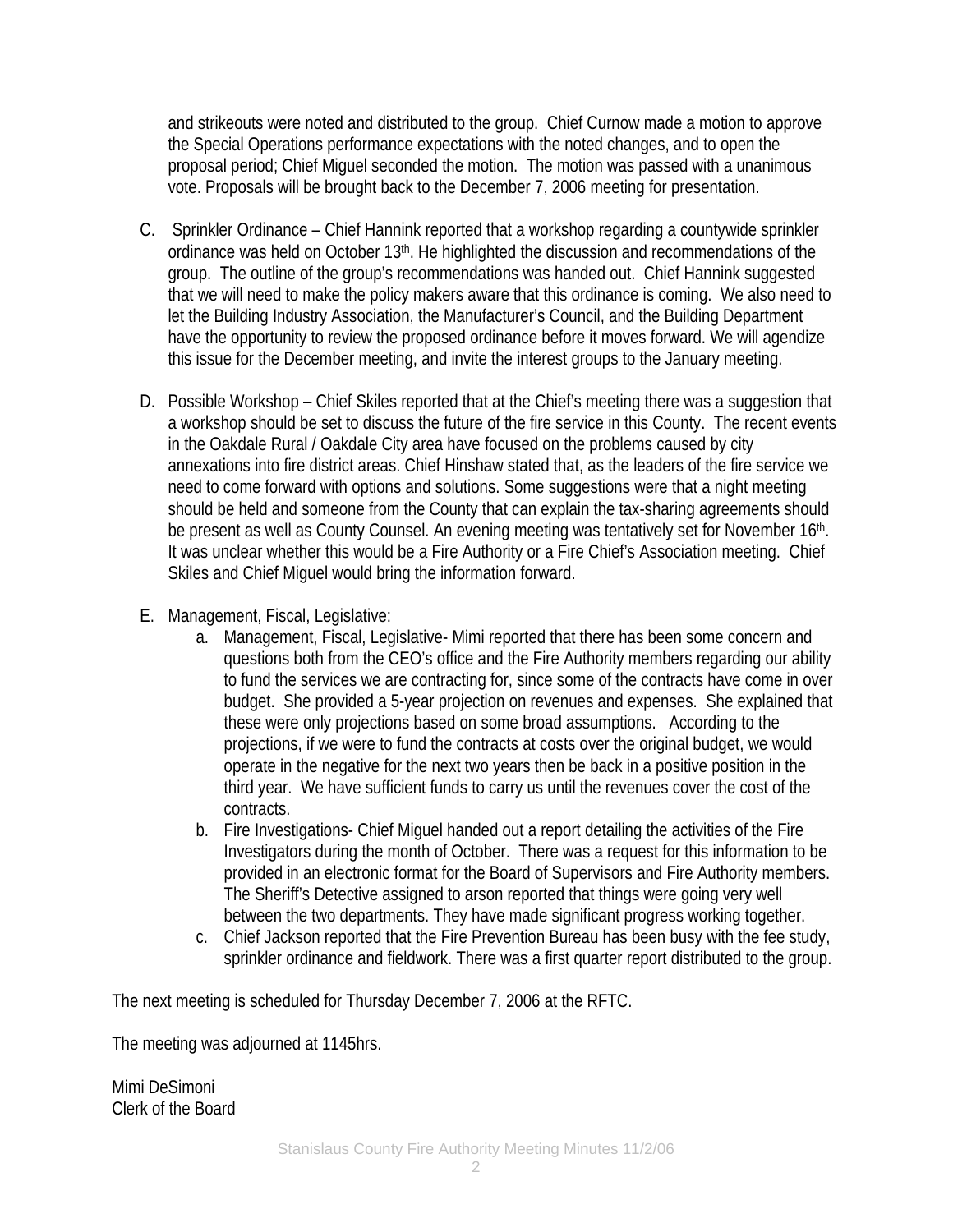and strikeouts were noted and distributed to the group. Chief Curnow made a motion to approve the Special Operations performance expectations with the noted changes, and to open the proposal period; Chief Miguel seconded the motion. The motion was passed with a unanimous vote. Proposals will be brought back to the December 7, 2006 meeting for presentation.

C. Sprinkler Ordinance – Chief Hannink reported that a workshop regarding a countywide sprinkler ordinance was held on October 13th. He highlighted the discussion and recommendations of the group. The outline of the group's recommendations was handed out. Chief Hannink suggested that we will need to make the policy makers aware that this ordinance is coming. We also need to let the Building Industry Association, the Manufacturer's Council, and the Building Department have the opportunity to review the proposed ordinance before it moves forward. We will agendize this issue for the December meeting, and invite the interest groups to the January meeting.

D. Possible Workshop – Chief Skiles reported that at the Chief's meeting there was a suggestion that a workshop should be set to discuss the future of the fire service in this County. The recent events in the Oakdale Rural / Oakdale City area have focused on the problems caused by city annexations into fire district areas. Chief Hinshaw stated that, as the leaders of the fire service we need to come forward with options and solutions. Some suggestions were that a night meeting should be held and someone from the County that can explain the tax-sharing agreements should be present as well as County Counsel. An evening meeting was tentatively set for November 16th. It was unclear whether this would be a Fire Authority or a Fire Chief's Association meeting. Chief Skiles and Chief Miguel would bring the information forward.

E. Management, Fiscal, Legislative:
   a. Management, Fiscal, Legislative- Mimi reported that there has been some concern and questions both from the CEO's office and the Fire Authority members regarding our ability to fund the services we are contracting for, since some of the contracts have come in over budget. She provided a 5-year projection on revenues and expenses. She explained that these were only projections based on some broad assumptions. According to the projections, if we were to fund the contracts at costs over the original budget, we would operate in the negative for the next two years then be back in a positive position in the third year. We have sufficient funds to carry us until the revenues cover the cost of the contracts.
   b. Fire Investigations- Chief Miguel handed out a report detailing the activities of the Fire Investigators during the month of October. There was a request for this information to be provided in an electronic format for the Board of Supervisors and Fire Authority members. The Sheriff's Detective assigned to arson reported that things were going very well between the two departments. They have made significant progress working together.
   c. Chief Jackson reported that the Fire Prevention Bureau has been busy with the fee study, sprinkler ordinance and fieldwork. There was a first quarter report distributed to the group.

The next meeting is scheduled for Thursday December 7, 2006 at the RFTC.

The meeting was adjourned at 1145hrs.

Mimi DeSimoni
Clerk of the Board